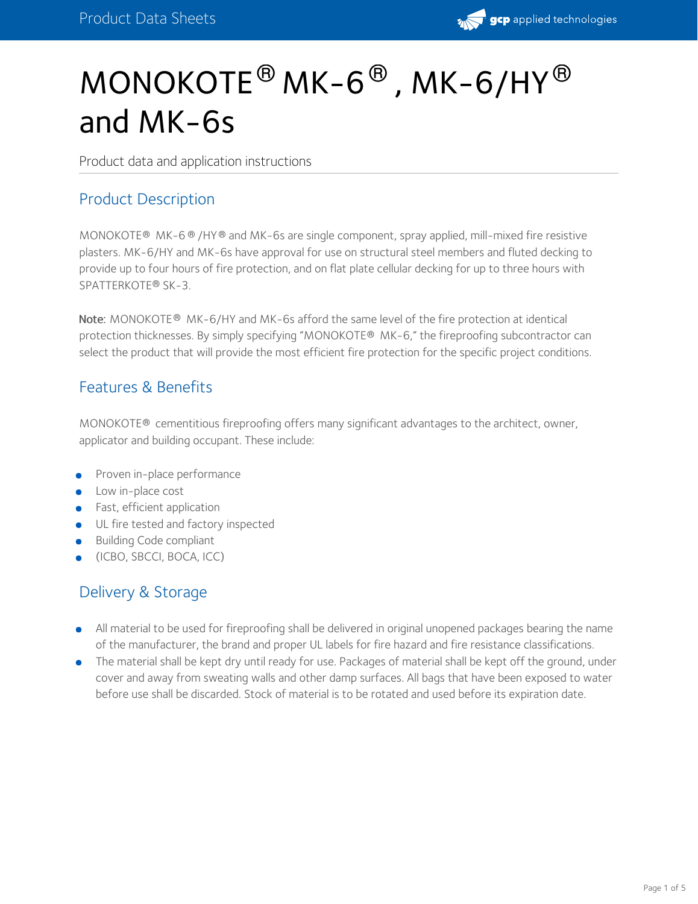# MONOKOTE® MK-6®, MK-6/HY® and MK-6s

Product data and application instructions

## Product Description

MONOKOTE® MK-6®/HY® and MK-6s are single component, spray applied, mill-mixed fire resistive plasters. MK-6/HY and MK-6s have approval for use on structural steel members and fluted decking to provide up to four hours of fire protection, and on flat plate cellular decking for up to three hours with SPATTERKOTE® SK-3.

**Note:** MONOKOTE® MK-6/HY and MK-6s afford the same level of the fire protection at identical protection thicknesses. By simply specifying "MONOKOTE® MK-6," the fireproofing subcontractor can select the product that will provide the most efficient fire protection for the specific project conditions.

## Features & Benefits

MONOKOTE® cementitious fireproofing offers many significant advantages to the architect, owner, applicator and building occupant. These include:

- Proven in-place performance
- Low in-place cost
- Fast, efficient application
- UL fire tested and factory inspected
- Building Code compliant
- (ICBO, SBCCI, BOCA, ICC)

## Delivery & Storage

- All material to be used for fireproofing shall be delivered in original unopened packages bearing the name of the manufacturer, the brand and proper UL labels for fire hazard and fire resistance classifications.
- The material shall be kept dry until ready for use. Packages of material shall be kept off the ground, under cover and away from sweating walls and other damp surfaces. All bags that have been exposed to water before use shall be discarded. Stock of material is to be rotated and used before its expiration date.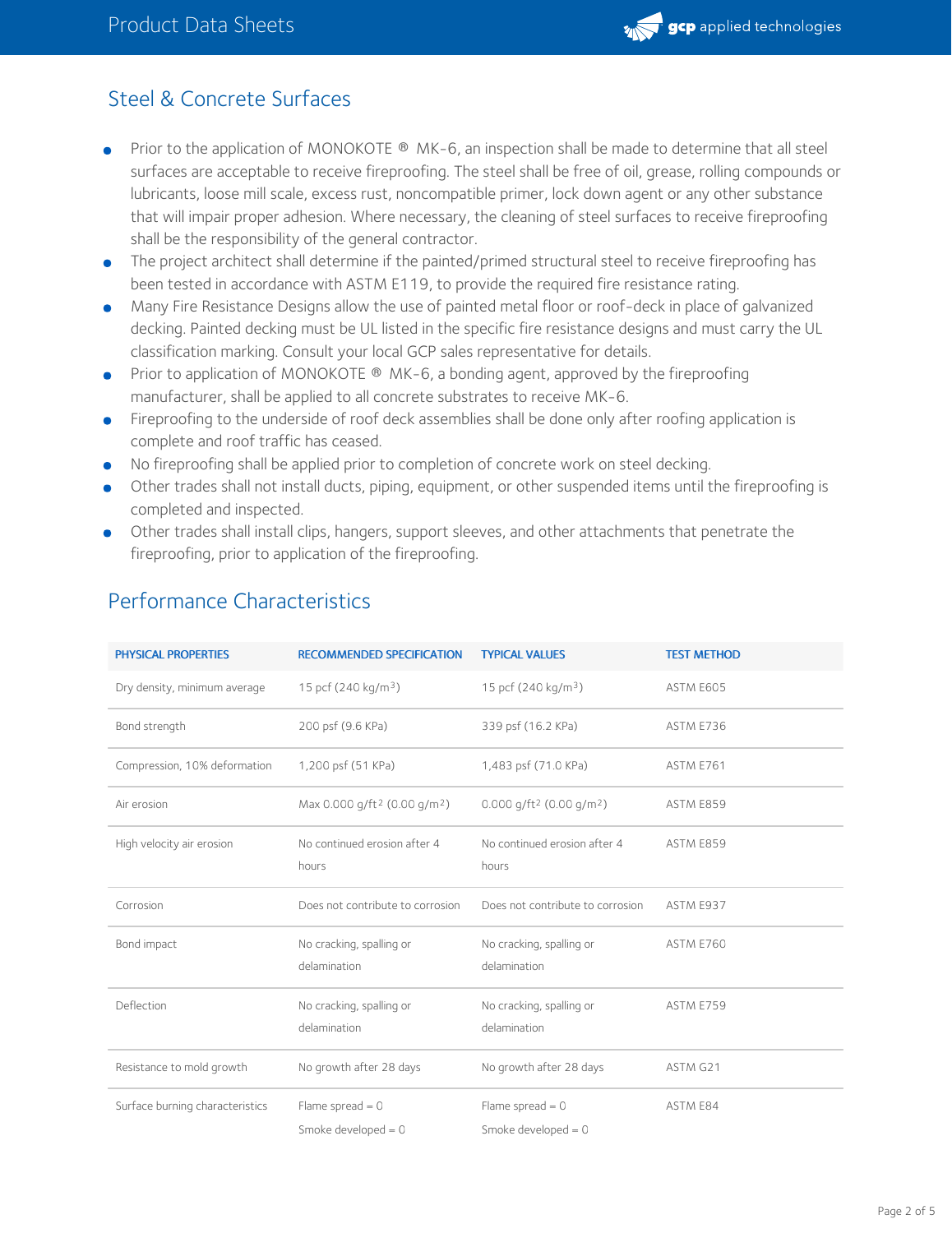## Steel & Concrete Surfaces

- Prior to the application of MONOKOTE ® MK-6, an inspection shall be made to determine that all steel surfaces are acceptable to receive fireproofing. The steel shall be free of oil, grease, rolling compounds or lubricants, loose mill scale, excess rust, noncompatible primer, lock down agent or any other substance that will impair proper adhesion. Where necessary, the cleaning of steel surfaces to receive fireproofing shall be the responsibility of the general contractor.
- The project architect shall determine if the painted/primed structural steel to receive fireproofing has been tested in accordance with ASTM E119, to provide the required fire resistance rating.
- Many Fire Resistance Designs allow the use of painted metal floor or roof-deck in place of galvanized decking. Painted decking must be UL listed in the specific fire resistance designs and must carry the UL classification marking. Consult your local GCP sales representative for details.
- Prior to application of MONOKOTE ® MK-6, a bonding agent, approved by the fireproofing manufacturer, shall be applied to all concrete substrates to receive MK-6.
- Fireproofing to the underside of roof deck assemblies shall be done only after roofing application is complete and roof traffic has ceased.
- No fireproofing shall be applied prior to completion of concrete work on steel decking.
- Other trades shall not install ducts, piping, equipment, or other suspended items until the fireproofing is completed and inspected.
- Other trades shall install clips, hangers, support sleeves, and other attachments that penetrate the fireproofing, prior to application of the fireproofing.

## Performance Characteristics

| PHYSICAL PROPERTIES | RECOMMENDED SPECIFICATION | TYPICAL VALUES | TEST METHOD |
|---|---|---|---|
| Dry density, minimum average | 15 pcf (240 kg/m$^3$) | 15 pcf (240 kg/m$^3$) | ASTM E605 |
| Bond strength | 200 psf (9.6 KPa) | 339 psf (16.2 KPa) | ASTM E736 |
| Compression, 10% deformation | 1,200 psf (51 KPa) | 1,483 psf (71.0 KPa) | ASTM E761 |
| Air erosion | Max 0.000 g/ft$^2$ (0.00 g/m$^2$) | 0.000 g/ft$^2$ (0.00 g/m$^2$) | ASTM E859 |
| High velocity air erosion | No continued erosion after 4 hours | No continued erosion after 4 hours | ASTM E859 |
| Corrosion | Does not contribute to corrosion | Does not contribute to corrosion | ASTM E937 |
| Bond impact | No cracking, spalling or delamination | No cracking, spalling or delamination | ASTM E760 |
| Deflection | No cracking, spalling or delamination | No cracking, spalling or delamination | ASTM E759 |
| Resistance to mold growth | No growth after 28 days | No growth after 28 days | ASTM G21 |
| Surface burning characteristics | Flame spread = 0<br>Smoke developed = 0 | Flame spread = 0<br>Smoke developed = 0 | ASTM E84 |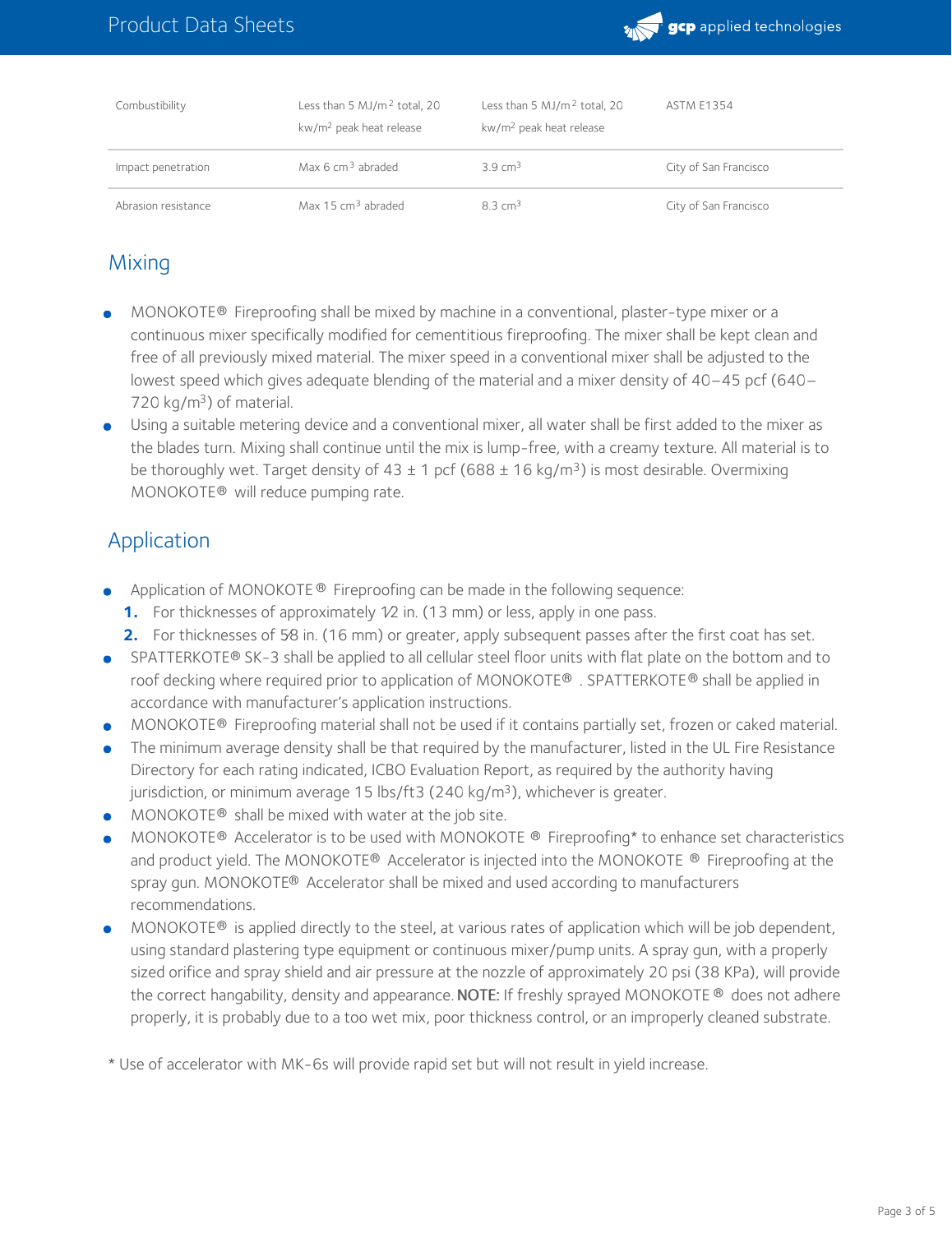| Combustibility | Less than 5 $MJ/m^2$ total, 20 $kw/m^2$ peak heat release | Less than 5 $MJ/m^2$ total, 20 $kw/m^2$ peak heat release | ASTM E1354 |
| --- | --- | --- | --- |
| Impact penetration | Max 6 $cm^3$ abraded | 3.9 $cm^3$ | City of San Francisco |
| Abrasion resistance | Max 15 $cm^3$ abraded | 8.3 $cm^3$ | City of San Francisco |

## Mixing

- MONOKOTE® Fireproofing shall be mixed by machine in a conventional, plaster-type mixer or a continuous mixer specifically modified for cementitious fireproofing. The mixer shall be kept clean and free of all previously mixed material. The mixer speed in a conventional mixer shall be adjusted to the lowest speed which gives adequate blending of the material and a mixer density of 40–45 pcf (640–720 $kg/m^3$) of material.
- Using a suitable metering device and a conventional mixer, all water shall be first added to the mixer as the blades turn. Mixing shall continue until the mix is lump-free, with a creamy texture. All material is to be thoroughly wet. Target density of 43 ± 1 pcf (688 ± 16 $kg/m^3$) is most desirable. Overmixing MONOKOTE® will reduce pumping rate.

## Application

- Application of MONOKOTE® Fireproofing can be made in the following sequence:
  1. For thicknesses of approximately 1⁄2 in. (13 mm) or less, apply in one pass.
  2. For thicknesses of 5⁄8 in. (16 mm) or greater, apply subsequent passes after the first coat has set.
- SPATTERKOTE® SK-3 shall be applied to all cellular steel floor units with flat plate on the bottom and to roof decking where required prior to application of MONOKOTE® . SPATTERKOTE® shall be applied in accordance with manufacturer's application instructions.
- MONOKOTE® Fireproofing material shall not be used if it contains partially set, frozen or caked material.
- The minimum average density shall be that required by the manufacturer, listed in the UL Fire Resistance Directory for each rating indicated, ICBO Evaluation Report, as required by the authority having jurisdiction, or minimum average 15 lbs/ft3 (240 $kg/m^3$), whichever is greater.
- MONOKOTE® shall be mixed with water at the job site.
- MONOKOTE® Accelerator is to be used with MONOKOTE ® Fireproofing* to enhance set characteristics and product yield. The MONOKOTE® Accelerator is injected into the MONOKOTE ® Fireproofing at the spray gun. MONOKOTE® Accelerator shall be mixed and used according to manufacturers recommendations.
- MONOKOTE® is applied directly to the steel, at various rates of application which will be job dependent, using standard plastering type equipment or continuous mixer/pump units. A spray gun, with a properly sized orifice and spray shield and air pressure at the nozzle of approximately 20 psi (38 KPa), will provide the correct hangability, density and appearance. **NOTE:** If freshly sprayed MONOKOTE ® does not adhere properly, it is probably due to a too wet mix, poor thickness control, or an improperly cleaned substrate.

* Use of accelerator with MK-6s will provide rapid set but will not result in yield increase.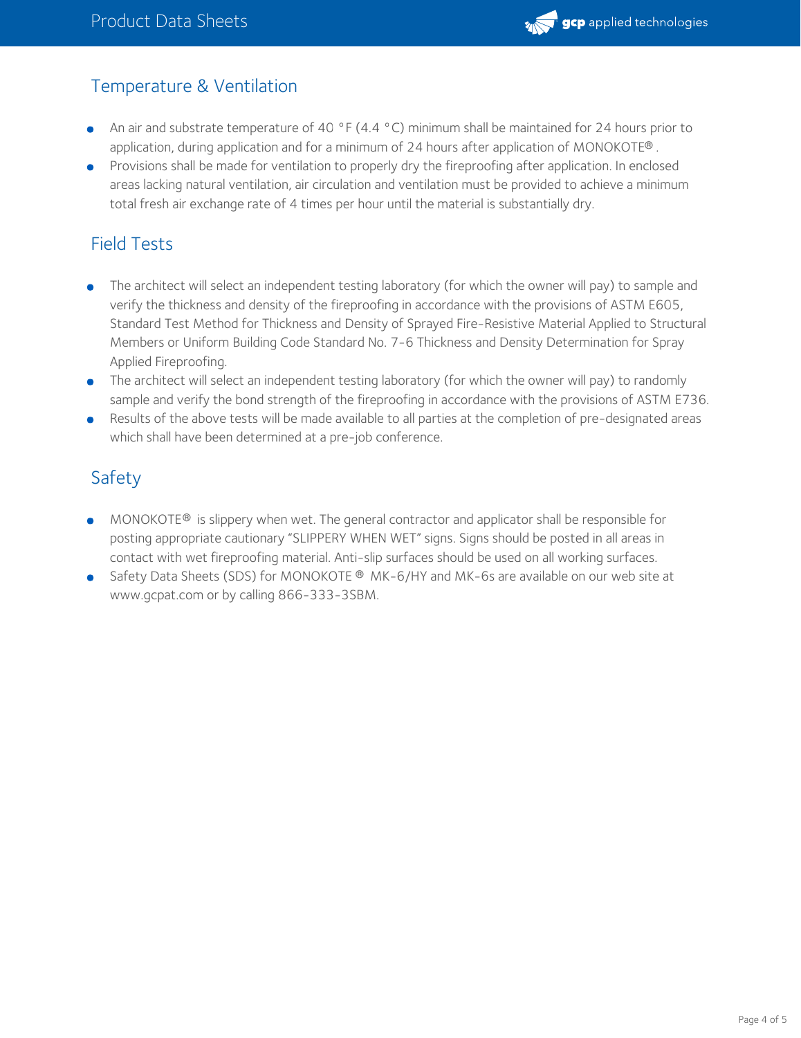## Temperature & Ventilation

- An air and substrate temperature of 40 °F (4.4 °C) minimum shall be maintained for 24 hours prior to application, during application and for a minimum of 24 hours after application of MONOKOTE®.
- Provisions shall be made for ventilation to properly dry the fireproofing after application. In enclosed areas lacking natural ventilation, air circulation and ventilation must be provided to achieve a minimum total fresh air exchange rate of 4 times per hour until the material is substantially dry.

## Field Tests

- The architect will select an independent testing laboratory (for which the owner will pay) to sample and verify the thickness and density of the fireproofing in accordance with the provisions of ASTM E605, Standard Test Method for Thickness and Density of Sprayed Fire-Resistive Material Applied to Structural Members or Uniform Building Code Standard No. 7-6 Thickness and Density Determination for Spray Applied Fireproofing.
- The architect will select an independent testing laboratory (for which the owner will pay) to randomly sample and verify the bond strength of the fireproofing in accordance with the provisions of ASTM E736.
- Results of the above tests will be made available to all parties at the completion of pre-designated areas which shall have been determined at a pre-job conference.

## Safety

- MONOKOTE® is slippery when wet. The general contractor and applicator shall be responsible for posting appropriate cautionary "SLIPPERY WHEN WET" signs. Signs should be posted in all areas in contact with wet fireproofing material. Anti-slip surfaces should be used on all working surfaces.
- Safety Data Sheets (SDS) for MONOKOTE® MK-6/HY and MK-6s are available on our web site at www.gcpat.com or by calling 866-333-3SBM.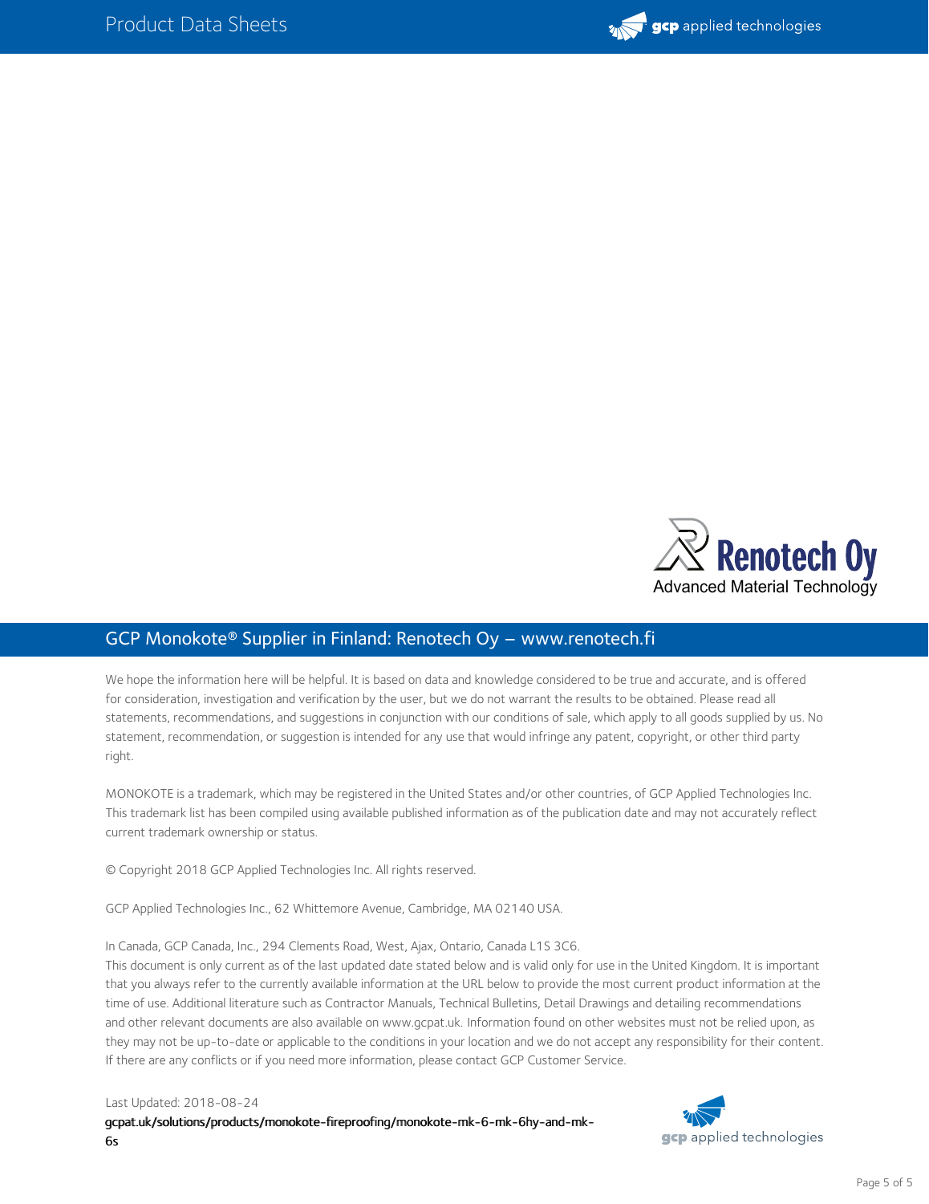Renotech Oy
Advanced Material Technology

## GCP Monokote® Supplier in Finland: Renotech Oy – www.renotech.fi

We hope the information here will be helpful. It is based on data and knowledge considered to be true and accurate, and is offered for consideration, investigation and verification by the user, but we do not warrant the results to be obtained. Please read all statements, recommendations, and suggestions in conjunction with our conditions of sale, which apply to all goods supplied by us. No statement, recommendation, or suggestion is intended for any use that would infringe any patent, copyright, or other third party right.

MONOKOTE is a trademark, which may be registered in the United States and/or other countries, of GCP Applied Technologies Inc. This trademark list has been compiled using available published information as of the publication date and may not accurately reflect current trademark ownership or status.

© Copyright 2018 GCP Applied Technologies Inc. All rights reserved.

GCP Applied Technologies Inc., 62 Whittemore Avenue, Cambridge, MA 02140 USA.

In Canada, GCP Canada, Inc., 294 Clements Road, West, Ajax, Ontario, Canada L1S 3C6.
This document is only current as of the last updated date stated below and is valid only for use in the United Kingdom. It is important that you always refer to the currently available information at the URL below to provide the most current product information at the time of use. Additional literature such as Contractor Manuals, Technical Bulletins, Detail Drawings and detailing recommendations and other relevant documents are also available on www.gcpat.uk. Information found on other websites must not be relied upon, as they may not be up-to-date or applicable to the conditions in your location and we do not accept any responsibility for their content. If there are any conflicts or if you need more information, please contact GCP Customer Service.

Last Updated: 2018-08-24
gcpat.uk/solutions/products/monokote-fireproofing/monokote-mk-6-mk-6hy-and-mk-6s